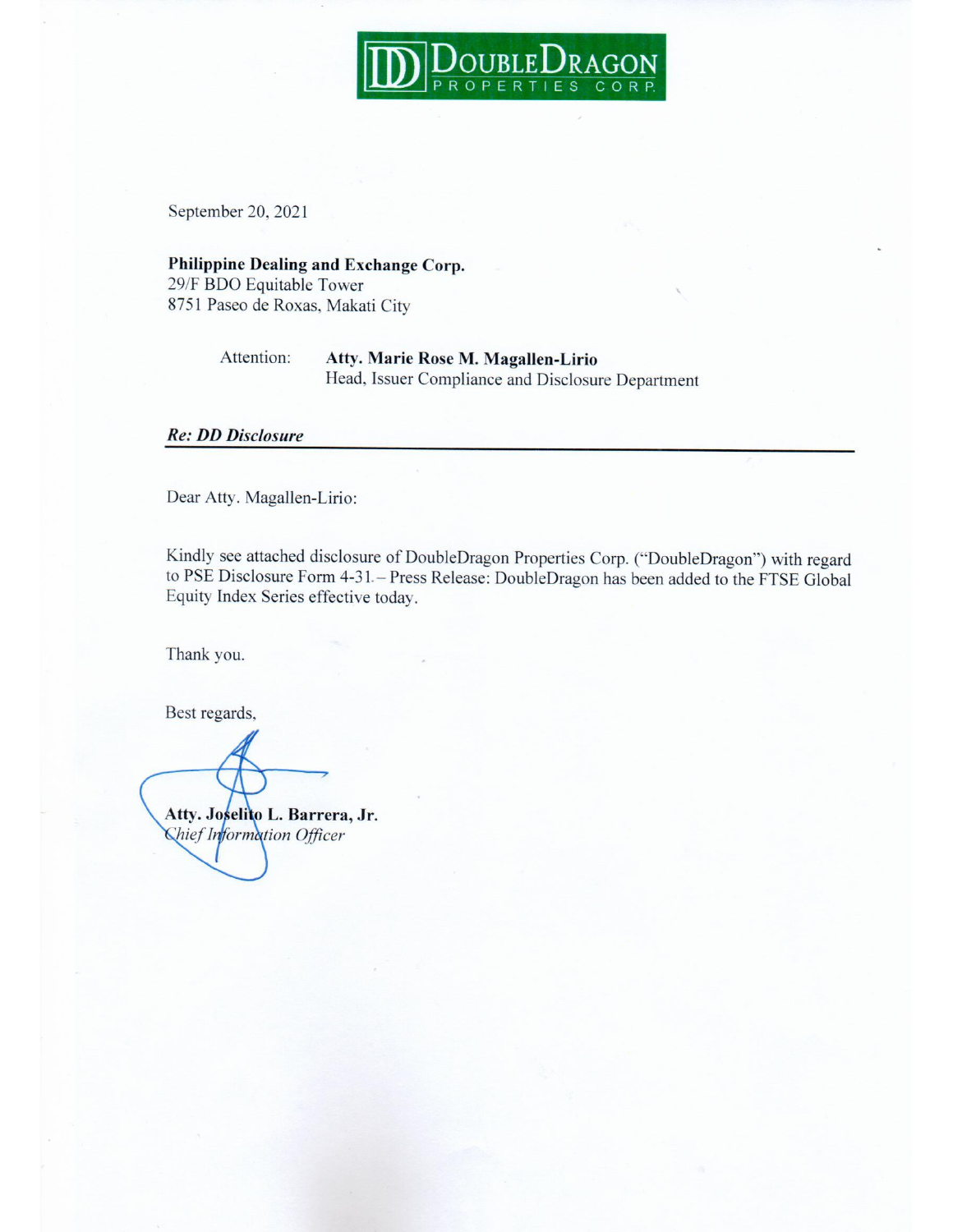DoubleDragon Properties Corp.

September 20, 2021

**Philippine Dealing and Exchange Corp.**
29/F BDO Equitable Tower
8751 Paseo de Roxas, Makati City

Attention: **Atty. Marie Rose M. Magallen-Lirio**
Head, Issuer Compliance and Disclosure Department

***Re: DD Disclosure***

Dear Atty. Magallen-Lirio:

Kindly see attached disclosure of DoubleDragon Properties Corp. ("DoubleDragon") with regard to PSE Disclosure Form 4-31 – Press Release: DoubleDragon has been added to the FTSE Global Equity Index Series effective today.

Thank you.

Best regards,

**Atty. Joselito L. Barrera, Jr.**
*Chief Information Officer*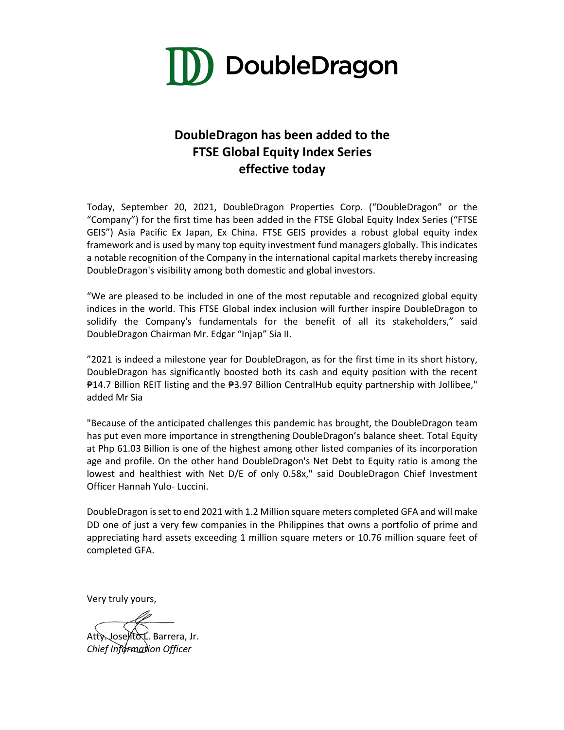DoubleDragon

# DoubleDragon has been added to the FTSE Global Equity Index Series effective today

Today, September 20, 2021, DoubleDragon Properties Corp. ("DoubleDragon" or the "Company") for the first time has been added in the FTSE Global Equity Index Series ("FTSE GEIS") Asia Pacific Ex Japan, Ex China. FTSE GEIS provides a robust global equity index framework and is used by many top equity investment fund managers globally. This indicates a notable recognition of the Company in the international capital markets thereby increasing DoubleDragon's visibility among both domestic and global investors.

"We are pleased to be included in one of the most reputable and recognized global equity indices in the world. This FTSE Global index inclusion will further inspire DoubleDragon to solidify the Company's fundamentals for the benefit of all its stakeholders," said DoubleDragon Chairman Mr. Edgar "Injap" Sia II.

"2021 is indeed a milestone year for DoubleDragon, as for the first time in its short history, DoubleDragon has significantly boosted both its cash and equity position with the recent ₱14.7 Billion REIT listing and the ₱3.97 Billion CentralHub equity partnership with Jollibee," added Mr Sia

"Because of the anticipated challenges this pandemic has brought, the DoubleDragon team has put even more importance in strengthening DoubleDragon's balance sheet. Total Equity at Php 61.03 Billion is one of the highest among other listed companies of its incorporation age and profile. On the other hand DoubleDragon's Net Debt to Equity ratio is among the lowest and healthiest with Net D/E of only 0.58x," said DoubleDragon Chief Investment Officer Hannah Yulo- Luccini.

DoubleDragon is set to end 2021 with 1.2 Million square meters completed GFA and will make DD one of just a very few companies in the Philippines that owns a portfolio of prime and appreciating hard assets exceeding 1 million square meters or 10.76 million square feet of completed GFA.

Very truly yours,

Atty. Joselito L. Barrera, Jr.
*Chief Information Officer*